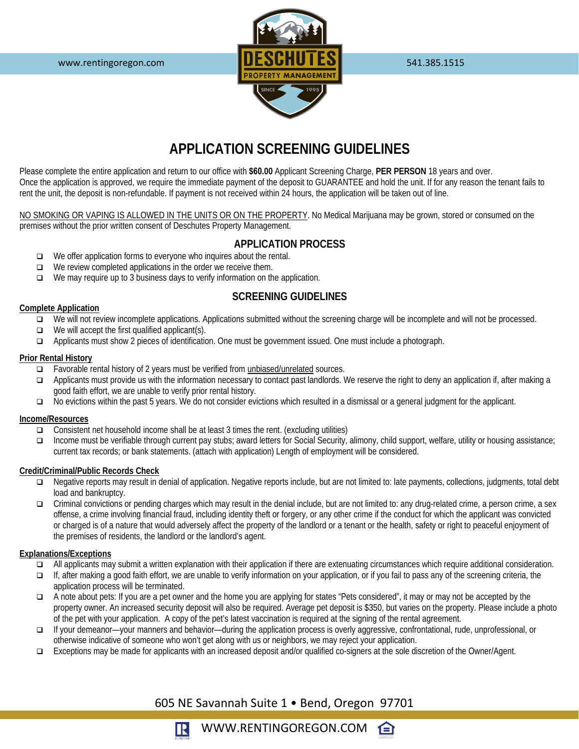www.rentingoregon.com

**DESCHUTES PROPERTY MANAGEMENT**

541.385.1515

# APPLICATION SCREENING GUIDELINES

Please complete the entire application and return to our office with **$60.00** Applicant Screening Charge, **PER PERSON** 18 years and over.
Once the application is approved, we require the immediate payment of the deposit to GUARANTEE and hold the unit. If for any reason the tenant fails to rent the unit, the deposit is non-refundable. If payment is not received within 24 hours, the application will be taken out of line.

<u>NO SMOKING OR VAPING IS ALLOWED IN THE UNITS OR ON THE PROPERTY</u>. No Medical Marijuana may be grown, stored or consumed on the premises without the prior written consent of Deschutes Property Management.

## APPLICATION PROCESS

- We offer application forms to everyone who inquires about the rental.
- We review completed applications in the order we receive them.
- We may require up to 3 business days to verify information on the application.

## SCREENING GUIDELINES

### Complete Application

- We will not review incomplete applications. Applications submitted without the screening charge will be incomplete and will not be processed.
- We will accept the first qualified applicant(s).
- Applicants must show 2 pieces of identification. One must be government issued. One must include a photograph.

### Prior Rental History

- Favorable rental history of 2 years must be verified from <u>unbiased/unrelated</u> sources.
- Applicants must provide us with the information necessary to contact past landlords. We reserve the right to deny an application if, after making a good faith effort, we are unable to verify prior rental history.
- No evictions within the past 5 years. We do not consider evictions which resulted in a dismissal or a general judgment for the applicant.

### Income/Resources

- Consistent net household income shall be at least 3 times the rent. (excluding utilities)
- Income must be verifiable through current pay stubs; award letters for Social Security, alimony, child support, welfare, utility or housing assistance; current tax records; or bank statements. (attach with application) Length of employment will be considered.

### Credit/Criminal/Public Records Check

- Negative reports may result in denial of application. Negative reports include, but are not limited to: late payments, collections, judgments, total debt load and bankruptcy.
- Criminal convictions or pending charges which may result in the denial include, but are not limited to: any drug-related crime, a person crime, a sex offense, a crime involving financial fraud, including identity theft or forgery, or any other crime if the conduct for which the applicant was convicted or charged is of a nature that would adversely affect the property of the landlord or a tenant or the health, safety or right to peaceful enjoyment of the premises of residents, the landlord or the landlord's agent.

### Explanations/Exceptions

- All applicants may submit a written explanation with their application if there are extenuating circumstances which require additional consideration.
- If, after making a good faith effort, we are unable to verify information on your application, or if you fail to pass any of the screening criteria, the application process will be terminated.
- A note about pets: If you are a pet owner and the home you are applying for states "Pets considered", it may or may not be accepted by the property owner. An increased security deposit will also be required. Average pet deposit is $350, but varies on the property. Please include a photo of the pet with your application. A copy of the pet's latest vaccination is required at the signing of the rental agreement.
- If your demeanor—your manners and behavior—during the application process is overly aggressive, confrontational, rude, unprofessional, or otherwise indicative of someone who won't get along with us or neighbors, we may reject your application.
- Exceptions may be made for applicants with an increased deposit and/or qualified co-signers at the sole discretion of the Owner/Agent.

605 NE Savannah Suite 1 • Bend, Oregon 97701

WWW.RENTINGOREGON.COM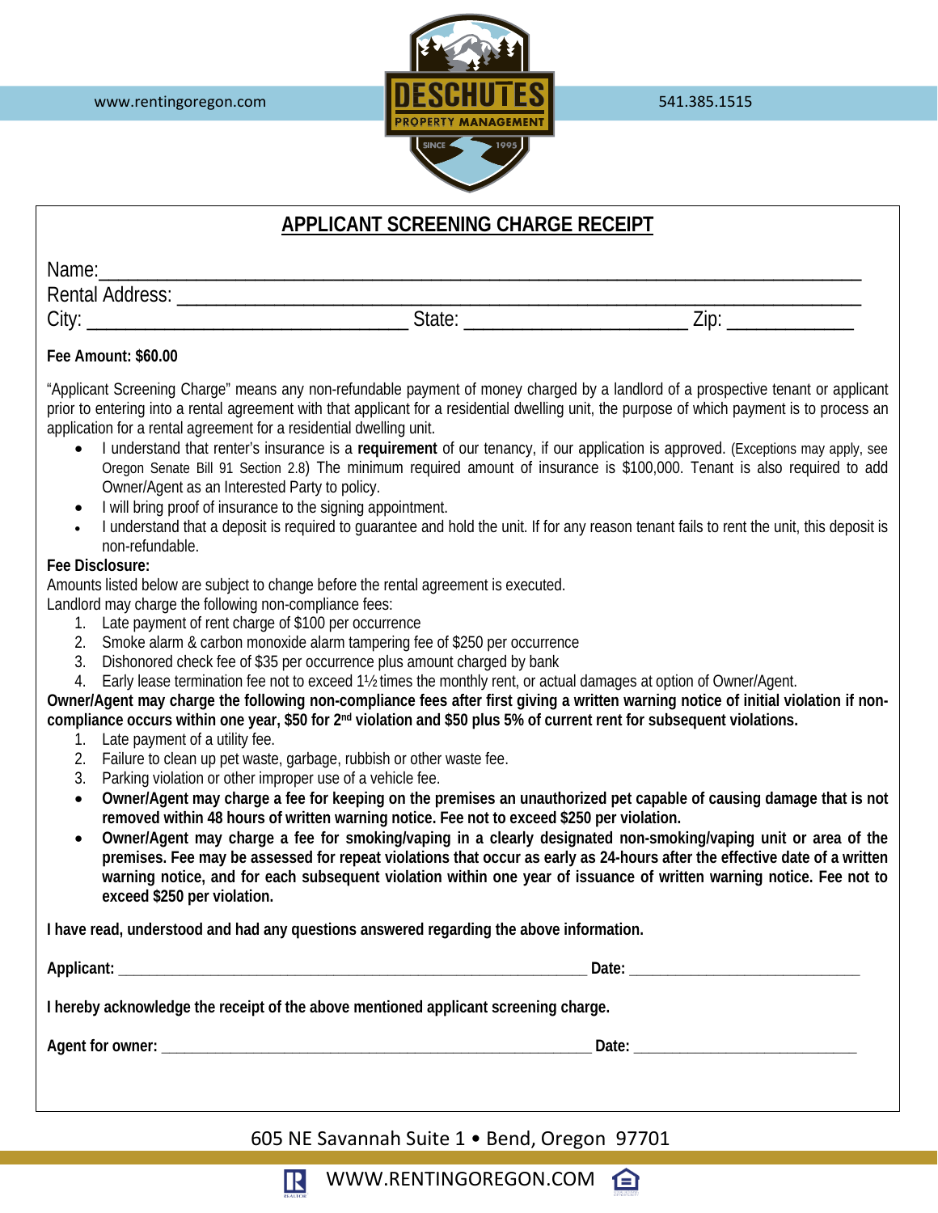# APPLICANT SCREENING CHARGE RECEIPT

Name:\_\_\_\_\_\_\_\_\_\_\_\_\_\_\_\_\_\_\_\_\_\_\_\_\_\_\_\_\_\_\_\_\_\_\_\_\_\_\_\_\_\_\_\_\_\_\_\_\_\_\_\_\_\_\_\_\_\_\_\_\_\_\_\_\_\_\_\_\_\_

Rental Address: \_\_\_\_\_\_\_\_\_\_\_\_\_\_\_\_\_\_\_\_\_\_\_\_\_\_\_\_\_\_\_\_\_\_\_\_\_\_\_\_\_\_\_\_\_\_\_\_\_\_\_\_\_\_\_\_\_\_\_\_\_\_

City: \_\_\_\_\_\_\_\_\_\_\_\_\_\_\_\_\_\_\_\_\_\_\_\_\_\_\_\_ State: \_\_\_\_\_\_\_\_\_\_\_\_\_\_\_\_\_\_\_\_ Zip: \_\_\_\_\_\_\_\_\_\_\_

**Fee Amount: $60.00**

"Applicant Screening Charge" means any non-refundable payment of money charged by a landlord of a prospective tenant or applicant prior to entering into a rental agreement with that applicant for a residential dwelling unit, the purpose of which payment is to process an application for a rental agreement for a residential dwelling unit.

- I understand that renter's insurance is a **requirement** of our tenancy, if our application is approved. (Exceptions may apply, see Oregon Senate Bill 91 Section 2.8) The minimum required amount of insurance is $100,000. Tenant is also required to add Owner/Agent as an Interested Party to policy.
- I will bring proof of insurance to the signing appointment.
- I understand that a deposit is required to guarantee and hold the unit. If for any reason tenant fails to rent the unit, this deposit is non-refundable.

**Fee Disclosure:**

Amounts listed below are subject to change before the rental agreement is executed.

Landlord may charge the following non-compliance fees:

1. Late payment of rent charge of $100 per occurrence
2. Smoke alarm & carbon monoxide alarm tampering fee of $250 per occurrence
3. Dishonored check fee of $35 per occurrence plus amount charged by bank
4. Early lease termination fee not to exceed 1½ times the monthly rent, or actual damages at option of Owner/Agent.

**Owner/Agent may charge the following non-compliance fees after first giving a written warning notice of initial violation if non-compliance occurs within one year, $50 for 2nd violation and $50 plus 5% of current rent for subsequent violations.**

1. Late payment of a utility fee.
2. Failure to clean up pet waste, garbage, rubbish or other waste fee.
3. Parking violation or other improper use of a vehicle fee.

- **Owner/Agent may charge a fee for keeping on the premises an unauthorized pet capable of causing damage that is not removed within 48 hours of written warning notice. Fee not to exceed $250 per violation.**
- **Owner/Agent may charge a fee for smoking/vaping in a clearly designated non-smoking/vaping unit or area of the premises. Fee may be assessed for repeat violations that occur as early as 24-hours after the effective date of a written warning notice, and for each subsequent violation within one year of issuance of written warning notice. Fee not to exceed $250 per violation.**

**I have read, understood and had any questions answered regarding the above information.**

**Applicant:** \_\_\_\_\_\_\_\_\_\_\_\_\_\_\_\_\_\_\_\_\_\_\_\_\_\_\_\_\_\_\_\_\_\_\_\_\_\_\_\_\_\_\_\_ **Date:** \_\_\_\_\_\_\_\_\_\_\_\_\_\_\_\_\_\_\_\_\_\_\_

**I hereby acknowledge the receipt of the above mentioned applicant screening charge.**

**Agent for owner:** \_\_\_\_\_\_\_\_\_\_\_\_\_\_\_\_\_\_\_\_\_\_\_\_\_\_\_\_\_\_\_\_\_\_\_\_\_\_\_\_ **Date:** \_\_\_\_\_\_\_\_\_\_\_\_\_\_\_\_\_\_\_\_\_\_\_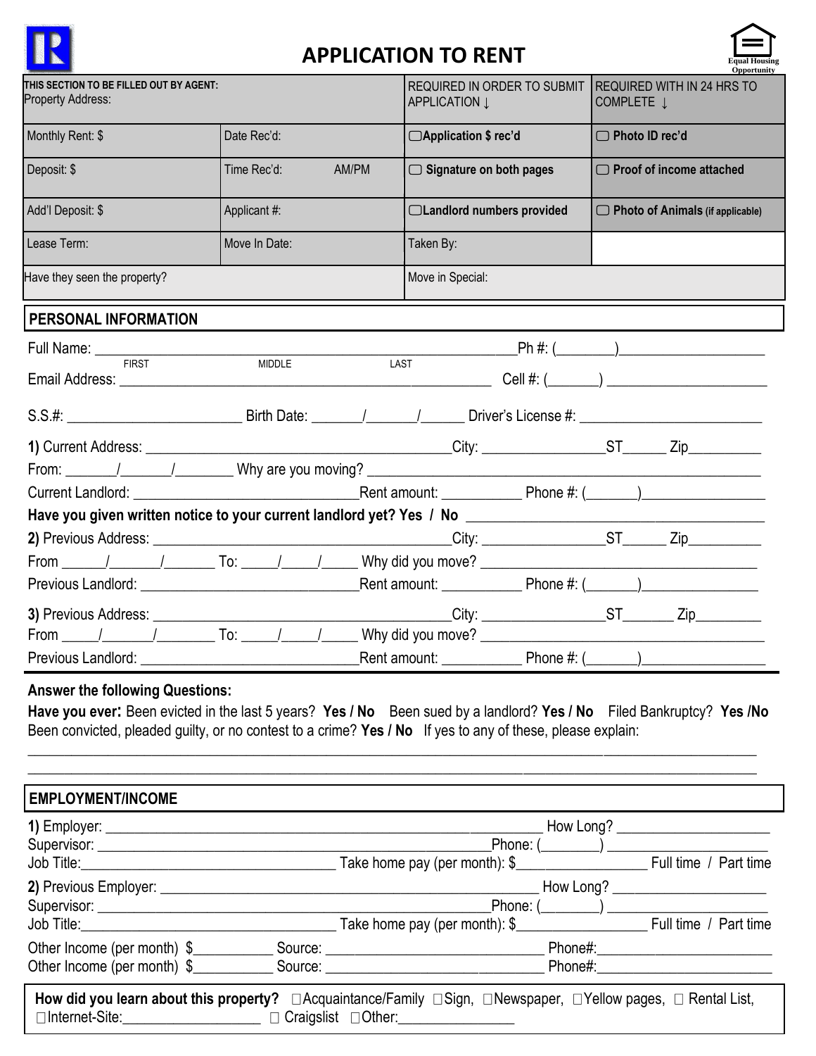# APPLICATION TO RENT

| THIS SECTION TO BE FILLED OUT BY AGENT: Property Address: | | REQUIRED IN ORDER TO SUBMIT APPLICATION ↓ | REQUIRED WITH IN 24 HRS TO COMPLETE ↓ |
|---|---|---|---|
| Monthly Rent: $ | Date Rec'd: | ☐ **Application $ rec'd** | ☐ **Photo ID rec'd** |
| Deposit: $ | Time Rec'd: AM/PM | ☐ **Signature on both pages** | ☐ **Proof of income attached** |
| Add'l Deposit: $ | Applicant #: | ☐ **Landlord numbers provided** | ☐ **Photo of Animals** (if applicable) |
| Lease Term: | Move In Date: | Taken By: | |
| Have they seen the property? | | Move in Special: | |

## PERSONAL INFORMATION

Full Name: ____________________________________________ Ph #: (_______)__________________
FIRST MIDDLE LAST

Email Address: ____________________________________________ Cell #: (_______) ____________________

S.S.#: ______________________ Birth Date: _______/_______/______ Driver's License #: ______________________

**1)** Current Address: ____________________________________City: ________________ST______ Zip_________

From: _______/_______/________ Why are you moving? ____________________________________________

Current Landlord: ___________________________Rent amount: __________ Phone #: (_______)_______________

**Have you given written notice to your current landlord yet? Yes / No** ____________________________________

**2)** Previous Address: ____________________________________City: ________________ST______ Zip_________

From ______/_______/_______ To: _____/_____/_____ Why did you move? __________________________________

Previous Landlord: ___________________________Rent amount: __________ Phone #: (_______)_______________

**3)** Previous Address: ____________________________________City: ________________ST_______ Zip________

From _____/_______/________ To: _____/_____/_____ Why did you move? __________________________________

Previous Landlord: ___________________________Rent amount: __________ Phone #: (_______)_______________

**Answer the following Questions:**

**Have you ever:** Been evicted in the last 5 years? **Yes / No** Been sued by a landlord? **Yes / No** Filed Bankruptcy? **Yes /No** Been convicted, pleaded guilty, or no contest to a crime? **Yes / No** If yes to any of these, please explain:

______________________________________________________________________________________________

______________________________________________________________________________________________

## EMPLOYMENT/INCOME

**1)** Employer: _____________________________________________________ How Long? ____________________

Supervisor: ___________________________________________________Phone: (________) ____________________

Job Title:_________________________________ Take home pay (per month): $_________________ Full time / Part time

**2)** Previous Employer: _______________________________________________ How Long? ____________________

Supervisor: ___________________________________________________Phone: (________) ____________________

Job Title:_________________________________ Take home pay (per month): $_________________ Full time / Part time

Other Income (per month) $__________ Source: ____________________________ Phone#:_______________________

Other Income (per month) $__________ Source: ____________________________ Phone#:_______________________

**How did you learn about this property?** ☐Acquaintance/Family ☐Sign, ☐Newspaper, ☐Yellow pages, ☐ Rental List, ☐Internet-Site:__________________ ☐ Craigslist ☐Other:_______________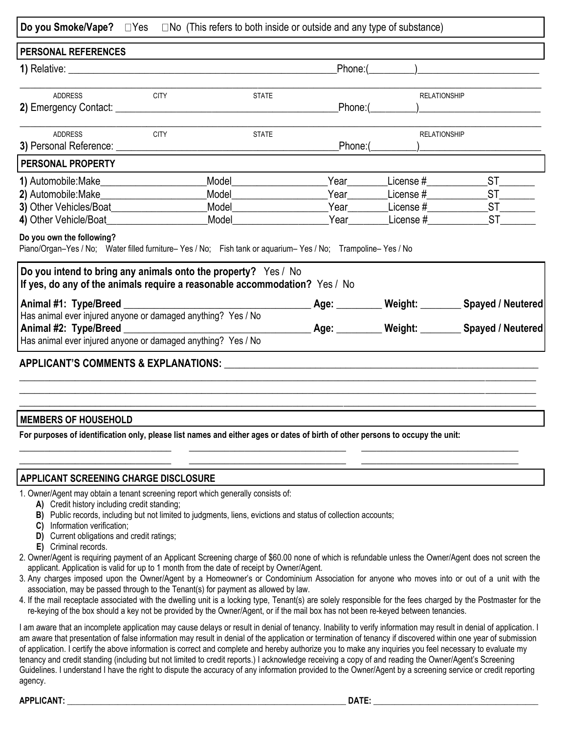**Do you Smoke/Vape?** ☐Yes ☐No (This refers to both inside or outside and any type of substance)

## PERSONAL REFERENCES

**1)** Relative: ______________________________________________ Phone:(________)______________________

______________________________________________________________________________________________

ADDRESS CITY STATE RELATIONSHIP

**2)** Emergency Contact: ______________________________________ Phone:(________)______________________

______________________________________________________________________________________________

ADDRESS CITY STATE RELATIONSHIP

**3)** Personal Reference: ______________________________________ Phone:(________)______________________

## PERSONAL PROPERTY

**1)** Automobile:Make__________________ Model_________________ Year________ License #___________ ST_______

**2)** Automobile:Make__________________ Model_________________ Year________ License #___________ ST_______

**3)** Other Vehicles/Boat________________ Model_________________ Year________ License #___________ ST_______

**4)** Other Vehicle/Boat_________________ Model_________________ Year________ License #___________ ST_______

**Do you own the following?**

Piano/Organ–Yes / No; Water filled furniture– Yes / No; Fish tank or aquarium– Yes / No; Trampoline– Yes / No

**Do you intend to bring any animals onto the property?** Yes / No

**If yes, do any of the animals require a reasonable accommodation?** Yes / No

**Animal #1: Type/Breed** ______________________________ **Age:** _________ **Weight:** ________ **Spayed / Neutered**

Has animal ever injured anyone or damaged anything? Yes / No

**Animal #2: Type/Breed** ______________________________ **Age:** _________ **Weight:** ________ **Spayed / Neutered**

Has animal ever injured anyone or damaged anything? Yes / No

**APPLICANT'S COMMENTS & EXPLANATIONS:** ____________________________________________________________

______________________________________________________________________________________________

______________________________________________________________________________________________

______________________________________________________________________________________________

## MEMBERS OF HOUSEHOLD

**For purposes of identification only, please list names and either ages or dates of birth of other persons to occupy the unit:**

______________________________ ______________________________ ______________________________

______________________________ ______________________________ ______________________________

## APPLICANT SCREENING CHARGE DISCLOSURE

1. Owner/Agent may obtain a tenant screening report which generally consists of:
   - **A)** Credit history including credit standing;
   - **B)** Public records, including but not limited to judgments, liens, evictions and status of collection accounts;
   - **C)** Information verification;
   - **D)** Current obligations and credit ratings;
   - **E)** Criminal records.
2. Owner/Agent is requiring payment of an Applicant Screening charge of $60.00 none of which is refundable unless the Owner/Agent does not screen the applicant. Application is valid for up to 1 month from the date of receipt by Owner/Agent.
3. Any charges imposed upon the Owner/Agent by a Homeowner's or Condominium Association for anyone who moves into or out of a unit with the association, may be passed through to the Tenant(s) for payment as allowed by law.
4. If the mail receptacle associated with the dwelling unit is a locking type, Tenant(s) are solely responsible for the fees charged by the Postmaster for the re-keying of the box should a key not be provided by the Owner/Agent, or if the mail box has not been re-keyed between tenancies.

I am aware that an incomplete application may cause delays or result in denial of tenancy. Inability to verify information may result in denial of application. I am aware that presentation of false information may result in denial of the application or termination of tenancy if discovered within one year of submission of application. I certify the above information is correct and complete and hereby authorize you to make any inquiries you feel necessary to evaluate my tenancy and credit standing (including but not limited to credit reports.) I acknowledge receiving a copy of and reading the Owner/Agent's Screening Guidelines. I understand I have the right to dispute the accuracy of any information provided to the Owner/Agent by a screening service or credit reporting agency.

**APPLICANT:** ____________________________________________________ **DATE:** ______________________________